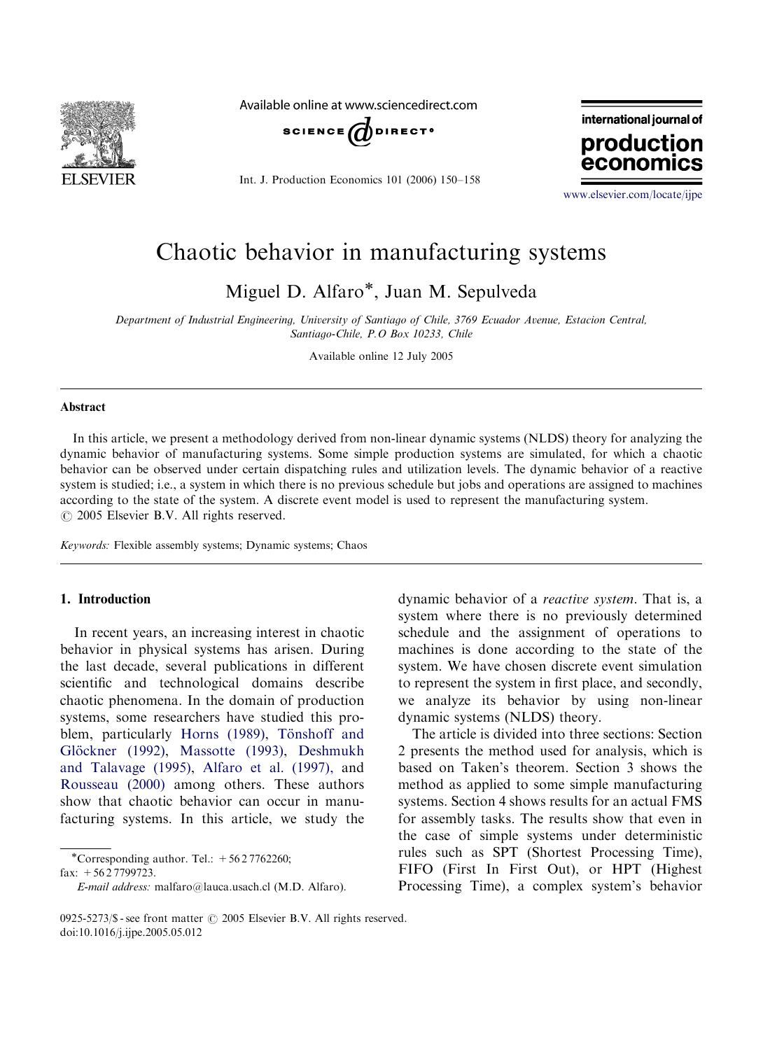# Chaotic behavior in manufacturing systems

Miguel D. Alfaro*, Juan M. Sepulveda

*Department of Industrial Engineering, University of Santiago of Chile, 3769 Ecuador Avenue, Estacion Central, Santiago-Chile, P.O Box 10233, Chile*

Available online 12 July 2005

## Abstract

In this article, we present a methodology derived from non-linear dynamic systems (NLDS) theory for analyzing the dynamic behavior of manufacturing systems. Some simple production systems are simulated, for which a chaotic behavior can be observed under certain dispatching rules and utilization levels. The dynamic behavior of a reactive system is studied; i.e., a system in which there is no previous schedule but jobs and operations are assigned to machines according to the state of the system. A discrete event model is used to represent the manufacturing system.
© 2005 Elsevier B.V. All rights reserved.

*Keywords:* Flexible assembly systems; Dynamic systems; Chaos

## 1. Introduction

In recent years, an increasing interest in chaotic behavior in physical systems has arisen. During the last decade, several publications in different scientific and technological domains describe chaotic phenomena. In the domain of production systems, some researchers have studied this problem, particularly Horns (1989), Tönshoff and Glöckner (1992), Massotte (1993), Deshmukh and Talavage (1995), Alfaro et al. (1997), and Rousseau (2000) among others. These authors show that chaotic behavior can occur in manufacturing systems. In this article, we study the dynamic behavior of a *reactive system*. That is, a system where there is no previously determined schedule and the assignment of operations to machines is done according to the state of the system. We have chosen discrete event simulation to represent the system in first place, and secondly, we analyze its behavior by using non-linear dynamic systems (NLDS) theory.

The article is divided into three sections: Section 2 presents the method used for analysis, which is based on Taken's theorem. Section 3 shows the method as applied to some simple manufacturing systems. Section 4 shows results for an actual FMS for assembly tasks. The results show that even in the case of simple systems under deterministic rules such as SPT (Shortest Processing Time), FIFO (First In First Out), or HPT (Highest Processing Time), a complex system's behavior

*Corresponding author. Tel.: +56 2 7762260; fax: +56 2 7799723.
*E-mail address:* malfaro@lauca.usach.cl (M.D. Alfaro).

0925-5273/$ - see front matter © 2005 Elsevier B.V. All rights reserved.
doi:10.1016/j.ijpe.2005.05.012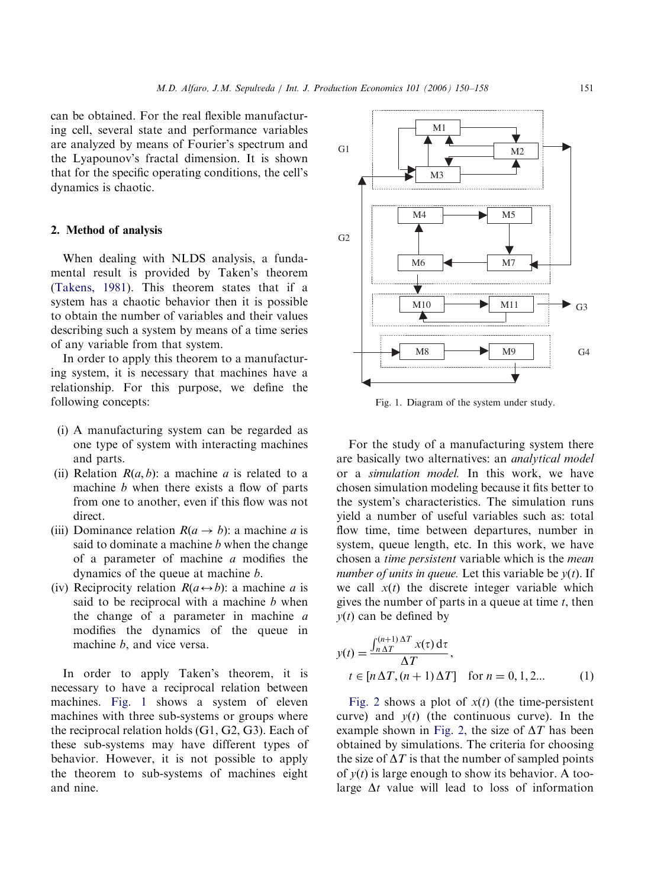can be obtained. For the real flexible manufacturing cell, several state and performance variables are analyzed by means of Fourier's spectrum and the Lyapounov's fractal dimension. It is shown that for the specific operating conditions, the cell's dynamics is chaotic.

## 2. Method of analysis

When dealing with NLDS analysis, a fundamental result is provided by Taken's theorem (Takens, 1981). This theorem states that if a system has a chaotic behavior then it is possible to obtain the number of variables and their values describing such a system by means of a time series of any variable from that system.

In order to apply this theorem to a manufacturing system, it is necessary that machines have a relationship. For this purpose, we define the following concepts:

- (i) A manufacturing system can be regarded as one type of system with interacting machines and parts.
- (ii) Relation $R(a, b)$: a machine $a$ is related to a machine $b$ when there exists a flow of parts from one to another, even if this flow was not direct.
- (iii) Dominance relation $R(a \rightarrow b)$: a machine $a$ is said to dominate a machine $b$ when the change of a parameter of machine $a$ modifies the dynamics of the queue at machine $b$.
- (iv) Reciprocity relation $R(a \leftrightarrow b)$: a machine $a$ is said to be reciprocal with a machine $b$ when the change of a parameter in machine $a$ modifies the dynamics of the queue in machine $b$, and vice versa.

In order to apply Taken's theorem, it is necessary to have a reciprocal relation between machines. Fig. 1 shows a system of eleven machines with three sub-systems or groups where the reciprocal relation holds (G1, G2, G3). Each of these sub-systems may have different types of behavior. However, it is not possible to apply the theorem to sub-systems of machines eight and nine.

Fig. 1. Diagram of the system under study.

For the study of a manufacturing system there are basically two alternatives: an *analytical model* or a *simulation model.* In this work, we have chosen simulation modeling because it fits better to the system's characteristics. The simulation runs yield a number of useful variables such as: total flow time, time between departures, number in system, queue length, etc. In this work, we have chosen a *time persistent* variable which is the *mean number of units in queue.* Let this variable be $y(t)$. If we call $x(t)$ the discrete integer variable which gives the number of parts in a queue at time $t$, then $y(t)$ can be defined by

$$y(t) = \frac{\int_{n\,\Delta T}^{(n+1)\,\Delta T} x(\tau)\,\mathrm{d}\tau}{\Delta T}, \quad t \in [n\,\Delta T, (n+1)\,\Delta T] \quad \text{for } n = 0, 1, 2... \tag{1}$$

Fig. 2 shows a plot of $x(t)$ (the time-persistent curve) and $y(t)$ (the continuous curve). In the example shown in Fig. 2, the size of $\Delta T$ has been obtained by simulations. The criteria for choosing the size of $\Delta T$ is that the number of sampled points of $y(t)$ is large enough to show its behavior. A too-large $\Delta t$ value will lead to loss of information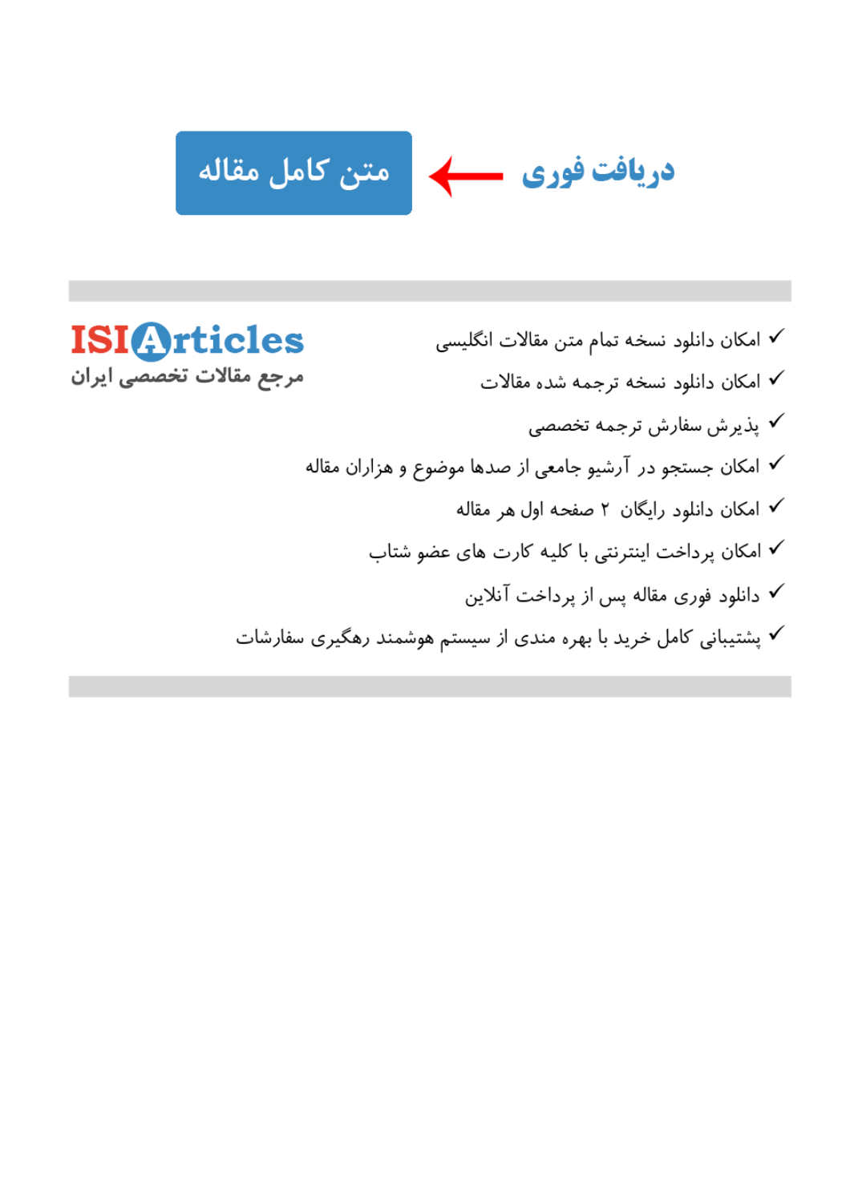دریافت فوری ← **متن کامل مقاله**

**ISIArticles**
مرجع مقالات تخصصی ایران

- ✓ امکان دانلود نسخه تمام متن مقالات انگلیسی
- ✓ امکان دانلود نسخه ترجمه شده مقالات
- ✓ پذیرش سفارش ترجمه تخصصی
- ✓ امکان جستجو در آرشیو جامعی از صدها موضوع و هزاران مقاله
- ✓ امکان دانلود رایگان ۲ صفحه اول هر مقاله
- ✓ امکان پرداخت اینترنتی با کلیه کارت های عضو شتاب
- ✓ دانلود فوری مقاله پس از پرداخت آنلاین
- ✓ پشتیبانی کامل خرید با بهره مندی از سیستم هوشمند رهگیری سفارشات